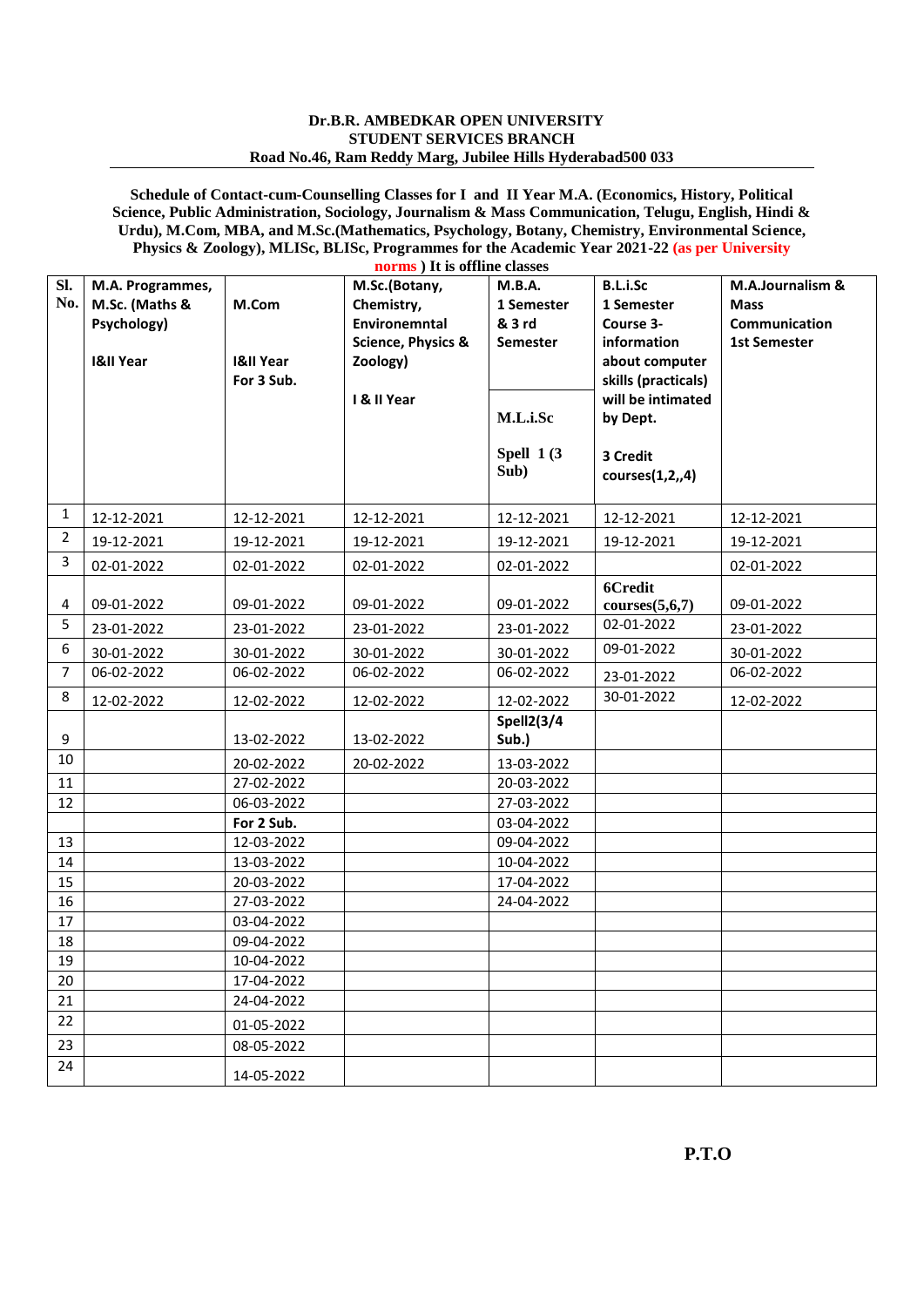**Dr.B.R. AMBEDKAR OPEN UNIVERSITY**
**STUDENT SERVICES BRANCH**
**Road No.46, Ram Reddy Marg, Jubilee Hills Hyderabad500 033**

**Schedule of Contact-cum-Counselling Classes for I and II Year M.A. (Economics, History, Political Science, Public Administration, Sociology, Journalism & Mass Communication, Telugu, English, Hindi & Urdu), M.Com, MBA, and M.Sc.(Mathematics, Psychology, Botany, Chemistry, Environmental Science, Physics & Zoology), MLISc, BLISc, Programmes for the Academic Year 2021-22 (as per University norms ) It is offline classes**

| Sl. No. | M.A. Programmes, M.Sc. (Maths & Psychology) I&II Year | M.Com I&II Year For 3 Sub. | M.Sc.(Botany, Chemistry, Environemntal Science, Physics & Zoology) I & II Year | M.B.A. 1 Semester & 3 rd Semester / M.L.i.Sc Spell 1 (3 Sub) | B.L.i.Sc 1 Semester Course 3- information about computer skills (practicals) will be intimated by Dept. 3 Credit courses(1,2,,4) | M.A.Journalism & Mass Communication 1st Semester |
|---|---|---|---|---|---|---|
| 1 | 12-12-2021 | 12-12-2021 | 12-12-2021 | 12-12-2021 | 12-12-2021 | 12-12-2021 |
| 2 | 19-12-2021 | 19-12-2021 | 19-12-2021 | 19-12-2021 | 19-12-2021 | 19-12-2021 |
| 3 | 02-01-2022 | 02-01-2022 | 02-01-2022 | 02-01-2022 | | 02-01-2022 |
| 4 | 09-01-2022 | 09-01-2022 | 09-01-2022 | 09-01-2022 | 6Credit courses(5,6,7) | 09-01-2022 |
| 5 | 23-01-2022 | 23-01-2022 | 23-01-2022 | 23-01-2022 | 02-01-2022 | 23-01-2022 |
| 6 | 30-01-2022 | 30-01-2022 | 30-01-2022 | 30-01-2022 | 09-01-2022 | 30-01-2022 |
| 7 | 06-02-2022 | 06-02-2022 | 06-02-2022 | 06-02-2022 | 23-01-2022 | 06-02-2022 |
| 8 | 12-02-2022 | 12-02-2022 | 12-02-2022 | 12-02-2022 | 30-01-2022 | 12-02-2022 |
| 9 | | 13-02-2022 | 13-02-2022 | Spell2(3/4 Sub.) | | |
| 10 | | 20-02-2022 | 20-02-2022 | 13-03-2022 | | |
| 11 | | 27-02-2022 | | 20-03-2022 | | |
| 12 | | 06-03-2022 | | 27-03-2022 | | |
| | | For 2 Sub. | | 03-04-2022 | | |
| 13 | | 12-03-2022 | | 09-04-2022 | | |
| 14 | | 13-03-2022 | | 10-04-2022 | | |
| 15 | | 20-03-2022 | | 17-04-2022 | | |
| 16 | | 27-03-2022 | | 24-04-2022 | | |
| 17 | | 03-04-2022 | | | | |
| 18 | | 09-04-2022 | | | | |
| 19 | | 10-04-2022 | | | | |
| 20 | | 17-04-2022 | | | | |
| 21 | | 24-04-2022 | | | | |
| 22 | | 01-05-2022 | | | | |
| 23 | | 08-05-2022 | | | | |
| 24 | | 14-05-2022 | | | | |

**P.T.O**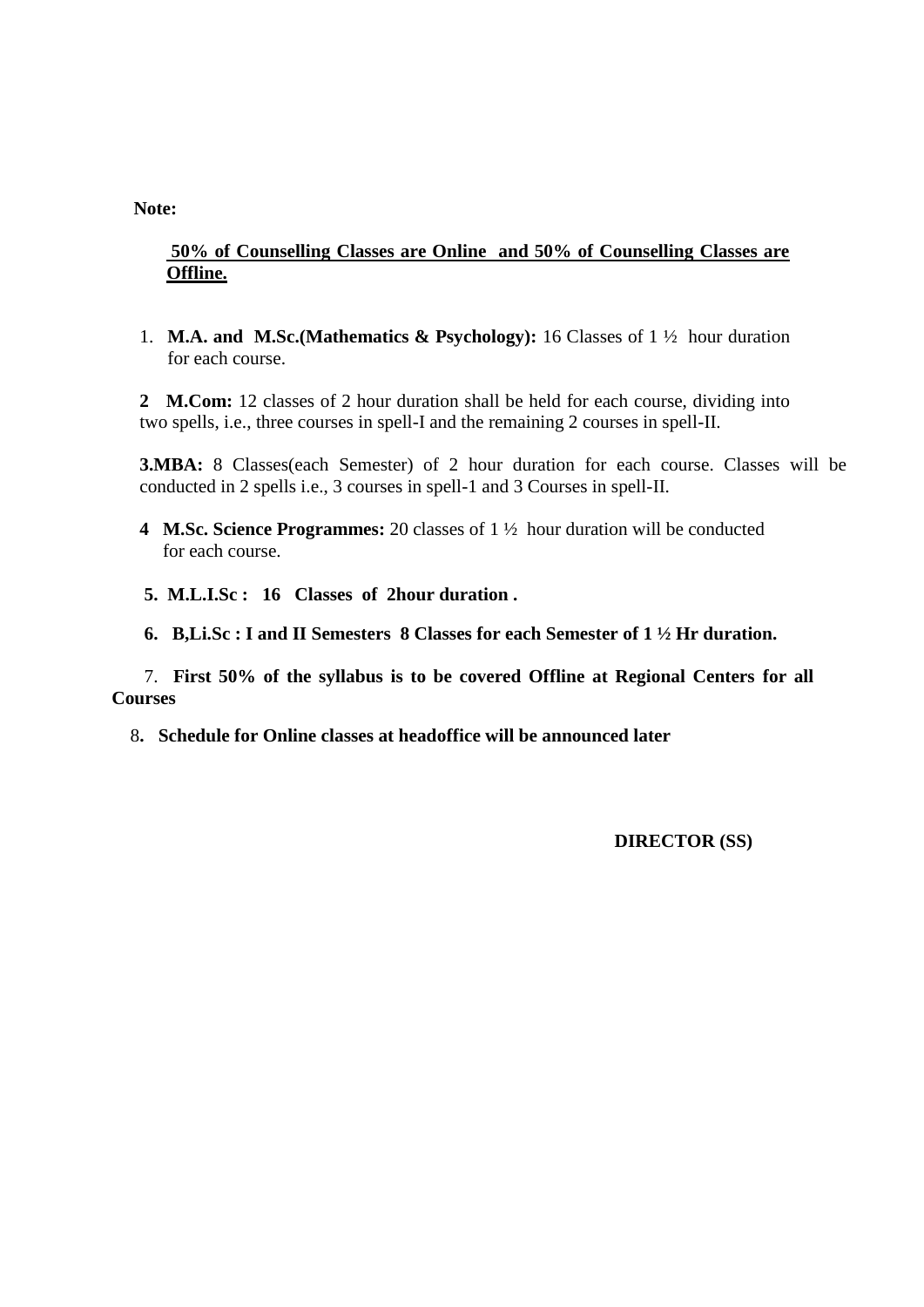**Note:**

**<u>50% of Counselling Classes are Online and 50% of Counselling Classes are Offline.</u>**

1. **M.A. and M.Sc.(Mathematics & Psychology):** 16 Classes of 1 ½ hour duration for each course.

2 **M.Com:** 12 classes of 2 hour duration shall be held for each course, dividing into two spells, i.e., three courses in spell-I and the remaining 2 courses in spell-II.

**3.MBA:** 8 Classes(each Semester) of 2 hour duration for each course. Classes will be conducted in 2 spells i.e., 3 courses in spell-1 and 3 Courses in spell-II.

4 **M.Sc. Science Programmes:** 20 classes of 1 ½ hour duration will be conducted for each course.

**5. M.L.I.Sc : 16 Classes of 2hour duration .**

**6. B,Li.Sc : I and II Semesters 8 Classes for each Semester of 1 ½ Hr duration.**

7. **First 50% of the syllabus is to be covered Offline at Regional Centers for all Courses**

8**. Schedule for Online classes at headoffice will be announced later**

**DIRECTOR (SS)**